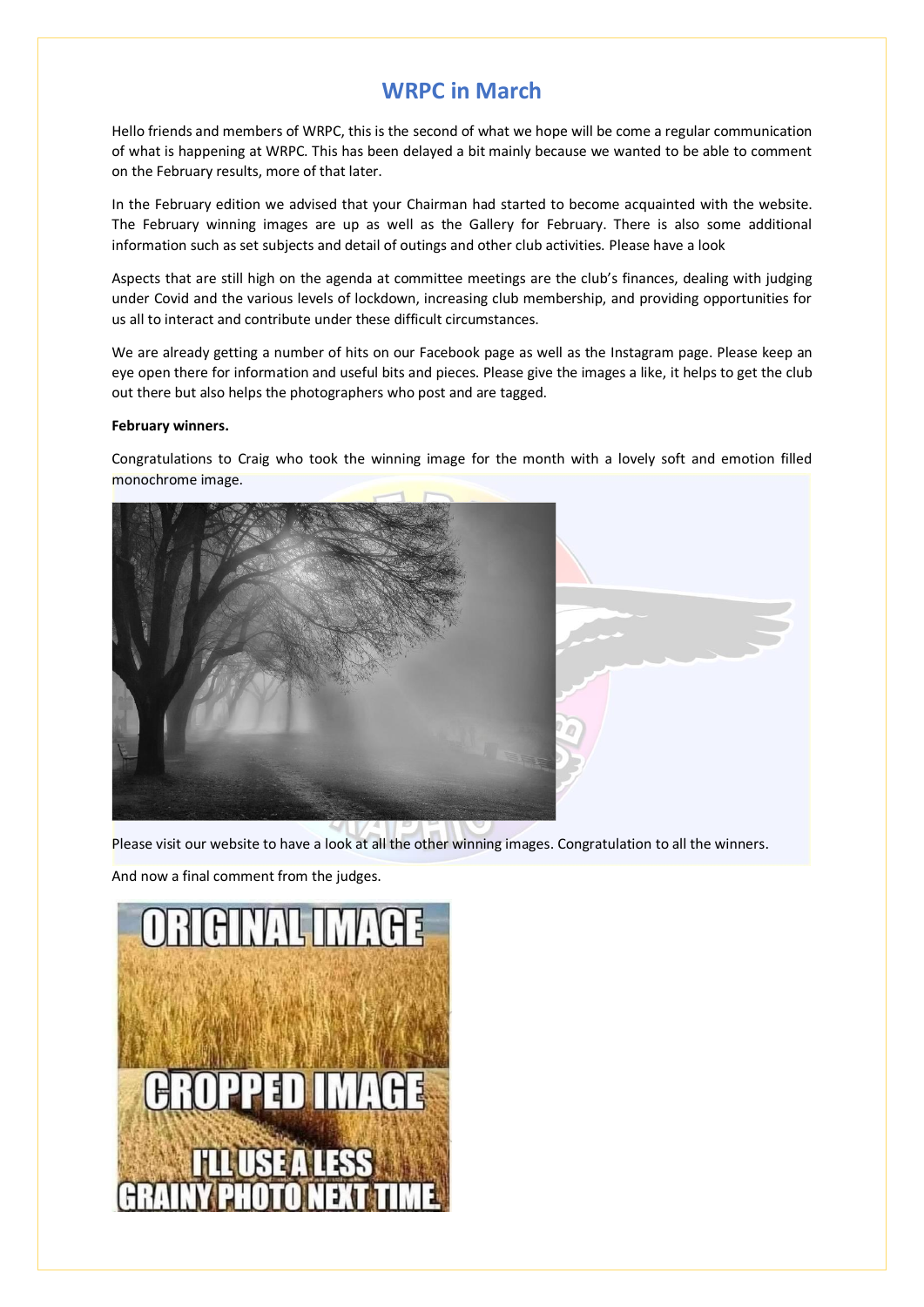# WRPC in March

Hello friends and members of WRPC, this is the second of what we hope will be come a regular communication of what is happening at WRPC. This has been delayed a bit mainly because we wanted to be able to comment on the February results, more of that later.

In the February edition we advised that your Chairman had started to become acquainted with the website. The February winning images are up as well as the Gallery for February. There is also some additional information such as set subjects and detail of outings and other club activities. Please have a look

Aspects that are still high on the agenda at committee meetings are the club's finances, dealing with judging under Covid and the various levels of lockdown, increasing club membership, and providing opportunities for us all to interact and contribute under these difficult circumstances.

We are already getting a number of hits on our Facebook page as well as the Instagram page. Please keep an eye open there for information and useful bits and pieces. Please give the images a like, it helps to get the club out there but also helps the photographers who post and are tagged.

**February winners.**

Congratulations to Craig who took the winning image for the month with a lovely soft and emotion filled monochrome image.

Please visit our website to have a look at all the other winning images. Congratulation to all the winners.

And now a final comment from the judges.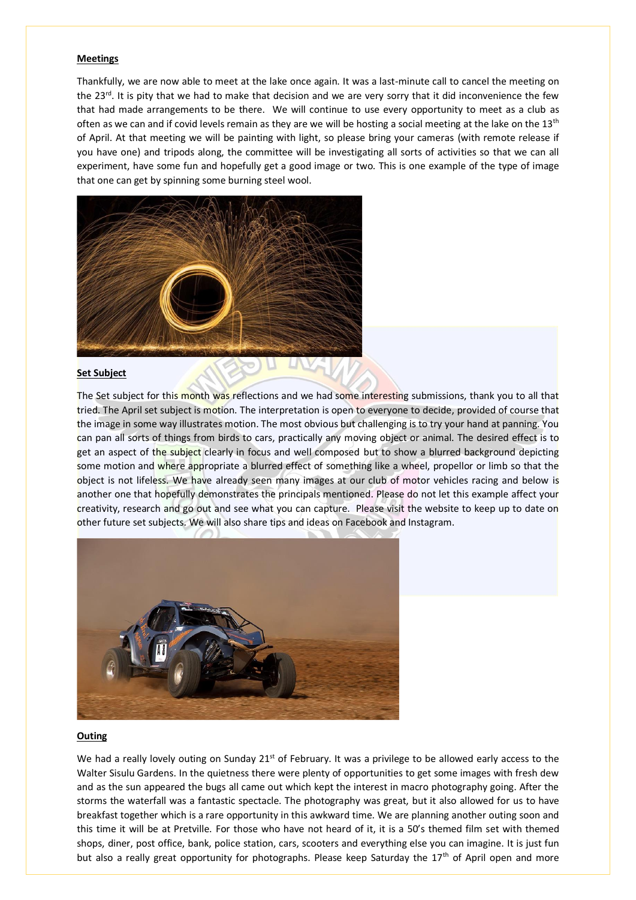**Meetings**

Thankfully, we are now able to meet at the lake once again. It was a last-minute call to cancel the meeting on the 23rd. It is pity that we had to make that decision and we are very sorry that it did inconvenience the few that had made arrangements to be there. We will continue to use every opportunity to meet as a club as often as we can and if covid levels remain as they are we will be hosting a social meeting at the lake on the 13th of April. At that meeting we will be painting with light, so please bring your cameras (with remote release if you have one) and tripods along, the committee will be investigating all sorts of activities so that we can all experiment, have some fun and hopefully get a good image or two. This is one example of the type of image that one can get by spinning some burning steel wool.

**Set Subject**

The Set subject for this month was reflections and we had some interesting submissions, thank you to all that tried. The April set subject is motion. The interpretation is open to everyone to decide, provided of course that the image in some way illustrates motion. The most obvious but challenging is to try your hand at panning. You can pan all sorts of things from birds to cars, practically any moving object or animal. The desired effect is to get an aspect of the subject clearly in focus and well composed but to show a blurred background depicting some motion and where appropriate a blurred effect of something like a wheel, propellor or limb so that the object is not lifeless. We have already seen many images at our club of motor vehicles racing and below is another one that hopefully demonstrates the principals mentioned. Please do not let this example affect your creativity, research and go out and see what you can capture. Please visit the website to keep up to date on other future set subjects. We will also share tips and ideas on Facebook and Instagram.

**Outing**

We had a really lovely outing on Sunday 21st of February. It was a privilege to be allowed early access to the Walter Sisulu Gardens. In the quietness there were plenty of opportunities to get some images with fresh dew and as the sun appeared the bugs all came out which kept the interest in macro photography going. After the storms the waterfall was a fantastic spectacle. The photography was great, but it also allowed for us to have breakfast together which is a rare opportunity in this awkward time. We are planning another outing soon and this time it will be at Pretville. For those who have not heard of it, it is a 50's themed film set with themed shops, diner, post office, bank, police station, cars, scooters and everything else you can imagine. It is just fun but also a really great opportunity for photographs. Please keep Saturday the 17th of April open and more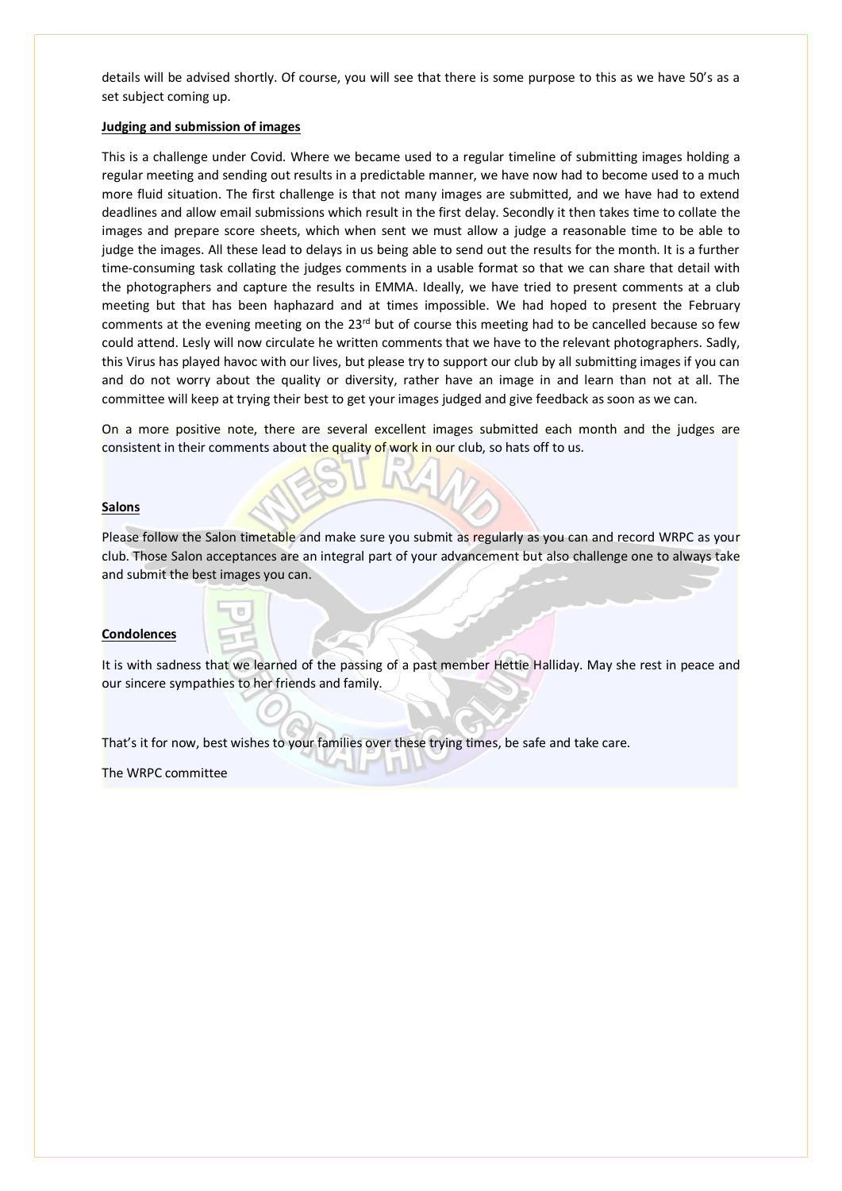details will be advised shortly. Of course, you will see that there is some purpose to this as we have 50's as a set subject coming up.

**Judging and submission of images**

This is a challenge under Covid. Where we became used to a regular timeline of submitting images holding a regular meeting and sending out results in a predictable manner, we have now had to become used to a much more fluid situation. The first challenge is that not many images are submitted, and we have had to extend deadlines and allow email submissions which result in the first delay. Secondly it then takes time to collate the images and prepare score sheets, which when sent we must allow a judge a reasonable time to be able to judge the images. All these lead to delays in us being able to send out the results for the month. It is a further time-consuming task collating the judges comments in a usable format so that we can share that detail with the photographers and capture the results in EMMA. Ideally, we have tried to present comments at a club meeting but that has been haphazard and at times impossible. We had hoped to present the February comments at the evening meeting on the 23rd but of course this meeting had to be cancelled because so few could attend. Lesly will now circulate he written comments that we have to the relevant photographers. Sadly, this Virus has played havoc with our lives, but please try to support our club by all submitting images if you can and do not worry about the quality or diversity, rather have an image in and learn than not at all. The committee will keep at trying their best to get your images judged and give feedback as soon as we can.

On a more positive note, there are several excellent images submitted each month and the judges are consistent in their comments about the quality of work in our club, so hats off to us.

**Salons**

Please follow the Salon timetable and make sure you submit as regularly as you can and record WRPC as your club. Those Salon acceptances are an integral part of your advancement but also challenge one to always take and submit the best images you can.

**Condolences**

It is with sadness that we learned of the passing of a past member Hettie Halliday. May she rest in peace and our sincere sympathies to her friends and family.

That's it for now, best wishes to your families over these trying times, be safe and take care.

The WRPC committee